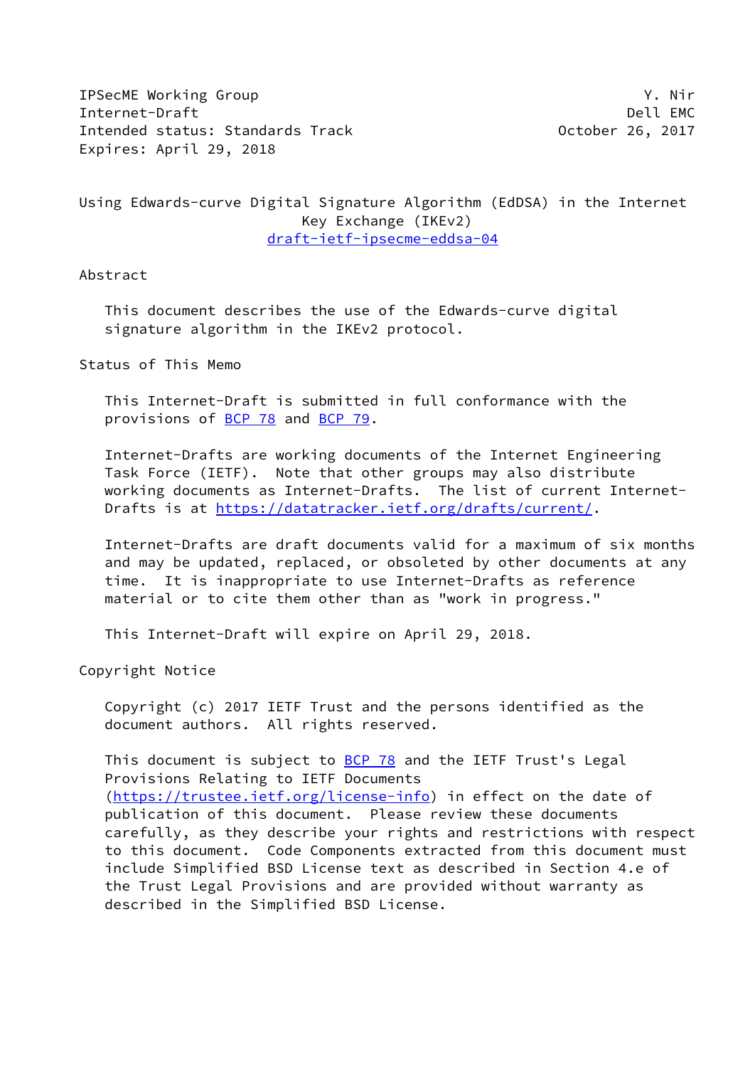IPSecME Working Group Y. Nir
Internet-Draft Dell EMC
Intended status: Standards Track October 26, 2017
Expires: April 29, 2018

# Using Edwards-curve Digital Signature Algorithm (EdDSA) in the Internet Key Exchange (IKEv2)

draft-ietf-ipsecme-eddsa-04

## Abstract

This document describes the use of the Edwards-curve digital signature algorithm in the IKEv2 protocol.

## Status of This Memo

This Internet-Draft is submitted in full conformance with the provisions of BCP 78 and BCP 79.

Internet-Drafts are working documents of the Internet Engineering Task Force (IETF). Note that other groups may also distribute working documents as Internet-Drafts. The list of current Internet-Drafts is at https://datatracker.ietf.org/drafts/current/.

Internet-Drafts are draft documents valid for a maximum of six months and may be updated, replaced, or obsoleted by other documents at any time. It is inappropriate to use Internet-Drafts as reference material or to cite them other than as "work in progress."

This Internet-Draft will expire on April 29, 2018.

## Copyright Notice

Copyright (c) 2017 IETF Trust and the persons identified as the document authors. All rights reserved.

This document is subject to BCP 78 and the IETF Trust's Legal Provisions Relating to IETF Documents (https://trustee.ietf.org/license-info) in effect on the date of publication of this document. Please review these documents carefully, as they describe your rights and restrictions with respect to this document. Code Components extracted from this document must include Simplified BSD License text as described in Section 4.e of the Trust Legal Provisions and are provided without warranty as described in the Simplified BSD License.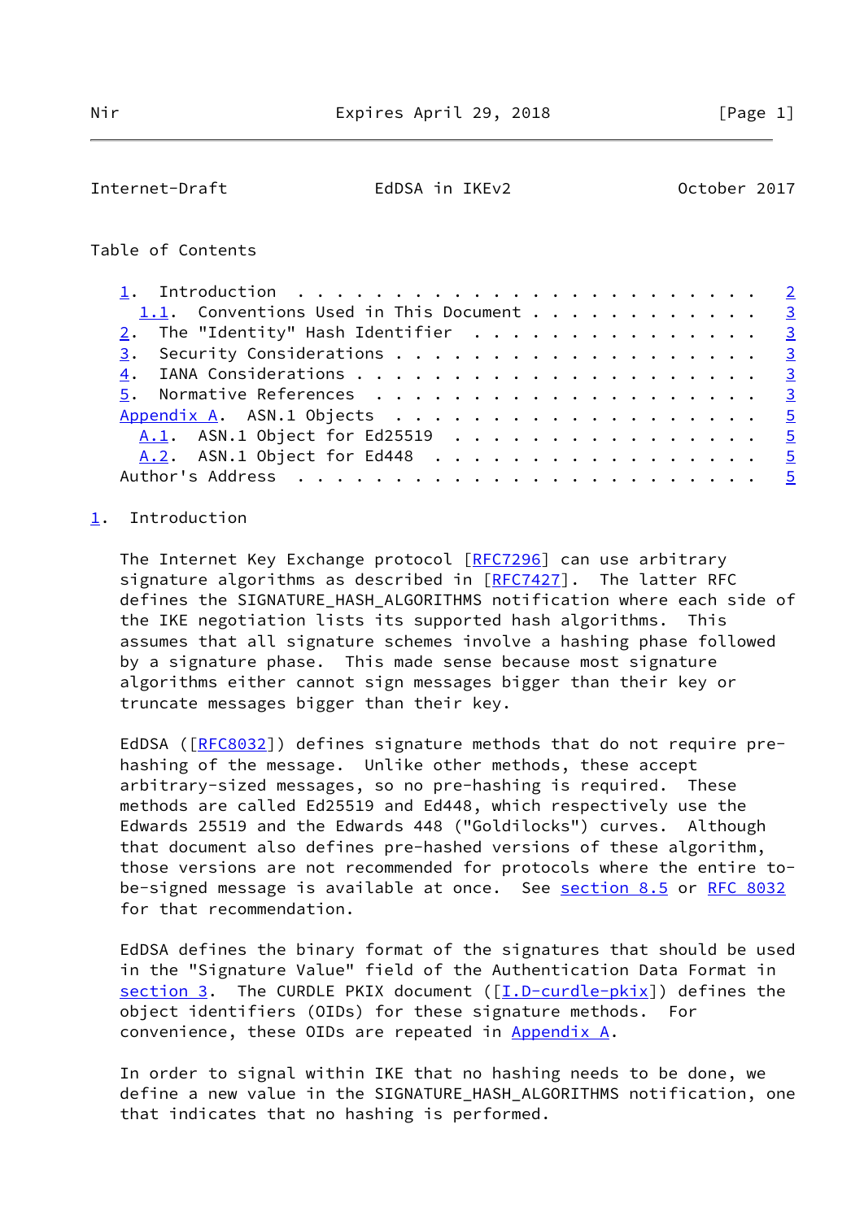Table of Contents

1. Introduction . . . . . . . . . . . . . . . . . . . . . . . . 2
   1.1. Conventions Used in This Document . . . . . . . . . . . . 3
2. The "Identity" Hash Identifier . . . . . . . . . . . . . . . 3
3. Security Considerations . . . . . . . . . . . . . . . . . . . 3
4. IANA Considerations . . . . . . . . . . . . . . . . . . . . . 3
5. Normative References . . . . . . . . . . . . . . . . . . . . 3
Appendix A. ASN.1 Objects . . . . . . . . . . . . . . . . . . . 5
   A.1. ASN.1 Object for Ed25519 . . . . . . . . . . . . . . . . 5
   A.2. ASN.1 Object for Ed448 . . . . . . . . . . . . . . . . . 5
Author's Address . . . . . . . . . . . . . . . . . . . . . . . . 5

# 1. Introduction

The Internet Key Exchange protocol [RFC7296] can use arbitrary signature algorithms as described in [RFC7427]. The latter RFC defines the SIGNATURE_HASH_ALGORITHMS notification where each side of the IKE negotiation lists its supported hash algorithms. This assumes that all signature schemes involve a hashing phase followed by a signature phase. This made sense because most signature algorithms either cannot sign messages bigger than their key or truncate messages bigger than their key.

EdDSA ([RFC8032]) defines signature methods that do not require pre-hashing of the message. Unlike other methods, these accept arbitrary-sized messages, so no pre-hashing is required. These methods are called Ed25519 and Ed448, which respectively use the Edwards 25519 and the Edwards 448 ("Goldilocks") curves. Although that document also defines pre-hashed versions of these algorithm, those versions are not recommended for protocols where the entire to-be-signed message is available at once. See section 8.5 or RFC 8032 for that recommendation.

EdDSA defines the binary format of the signatures that should be used in the "Signature Value" field of the Authentication Data Format in section 3. The CURDLE PKIX document ([I.D-curdle-pkix]) defines the object identifiers (OIDs) for these signature methods. For convenience, these OIDs are repeated in Appendix A.

In order to signal within IKE that no hashing needs to be done, we define a new value in the SIGNATURE_HASH_ALGORITHMS notification, one that indicates that no hashing is performed.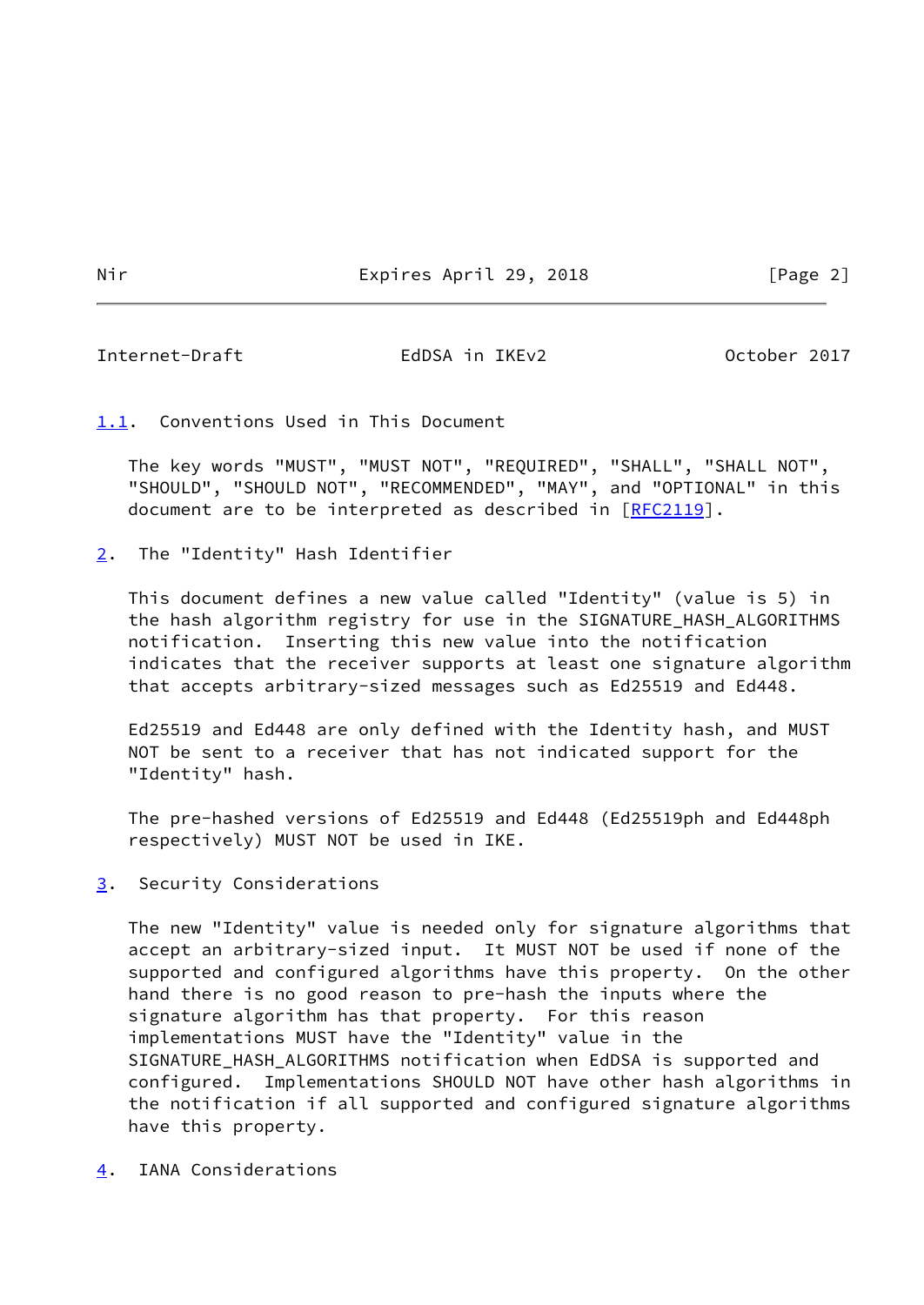### 1.1. Conventions Used in This Document

The key words "MUST", "MUST NOT", "REQUIRED", "SHALL", "SHALL NOT", "SHOULD", "SHOULD NOT", "RECOMMENDED", "MAY", and "OPTIONAL" in this document are to be interpreted as described in [RFC2119].

## 2. The "Identity" Hash Identifier

This document defines a new value called "Identity" (value is 5) in the hash algorithm registry for use in the SIGNATURE_HASH_ALGORITHMS notification. Inserting this new value into the notification indicates that the receiver supports at least one signature algorithm that accepts arbitrary-sized messages such as Ed25519 and Ed448.

Ed25519 and Ed448 are only defined with the Identity hash, and MUST NOT be sent to a receiver that has not indicated support for the "Identity" hash.

The pre-hashed versions of Ed25519 and Ed448 (Ed25519ph and Ed448ph respectively) MUST NOT be used in IKE.

## 3. Security Considerations

The new "Identity" value is needed only for signature algorithms that accept an arbitrary-sized input. It MUST NOT be used if none of the supported and configured algorithms have this property. On the other hand there is no good reason to pre-hash the inputs where the signature algorithm has that property. For this reason implementations MUST have the "Identity" value in the SIGNATURE_HASH_ALGORITHMS notification when EdDSA is supported and configured. Implementations SHOULD NOT have other hash algorithms in the notification if all supported and configured signature algorithms have this property.

## 4. IANA Considerations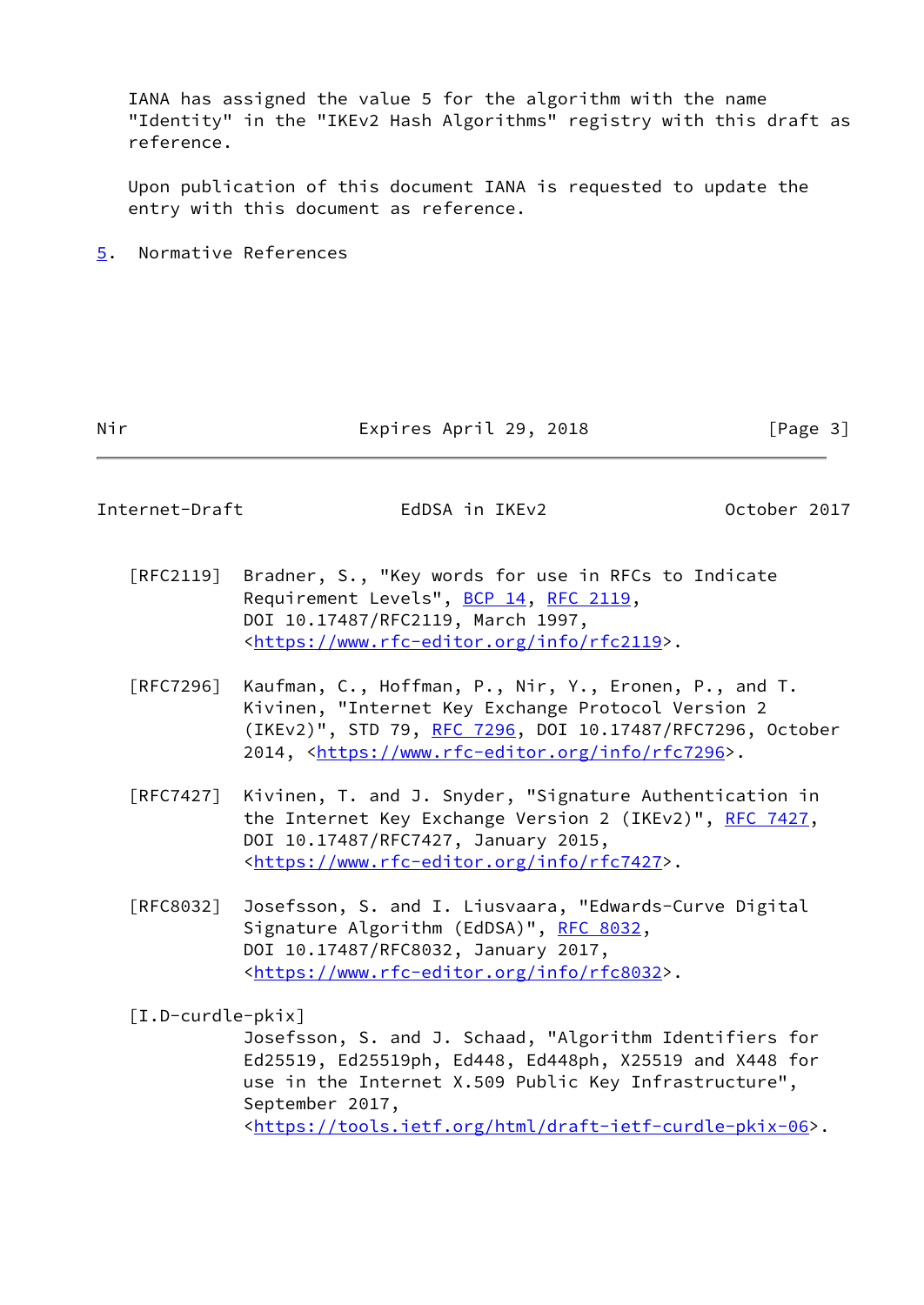IANA has assigned the value 5 for the algorithm with the name "Identity" in the "IKEv2 Hash Algorithms" registry with this draft as reference.

Upon publication of this document IANA is requested to update the entry with this document as reference.

## 5. Normative References

[RFC2119] Bradner, S., "Key words for use in RFCs to Indicate Requirement Levels", BCP 14, RFC 2119, DOI 10.17487/RFC2119, March 1997, <https://www.rfc-editor.org/info/rfc2119>.

[RFC7296] Kaufman, C., Hoffman, P., Nir, Y., Eronen, P., and T. Kivinen, "Internet Key Exchange Protocol Version 2 (IKEv2)", STD 79, RFC 7296, DOI 10.17487/RFC7296, October 2014, <https://www.rfc-editor.org/info/rfc7296>.

[RFC7427] Kivinen, T. and J. Snyder, "Signature Authentication in the Internet Key Exchange Version 2 (IKEv2)", RFC 7427, DOI 10.17487/RFC7427, January 2015, <https://www.rfc-editor.org/info/rfc7427>.

[RFC8032] Josefsson, S. and I. Liusvaara, "Edwards-Curve Digital Signature Algorithm (EdDSA)", RFC 8032, DOI 10.17487/RFC8032, January 2017, <https://www.rfc-editor.org/info/rfc8032>.

[I.D-curdle-pkix] Josefsson, S. and J. Schaad, "Algorithm Identifiers for Ed25519, Ed25519ph, Ed448, Ed448ph, X25519 and X448 for use in the Internet X.509 Public Key Infrastructure", September 2017, <https://tools.ietf.org/html/draft-ietf-curdle-pkix-06>.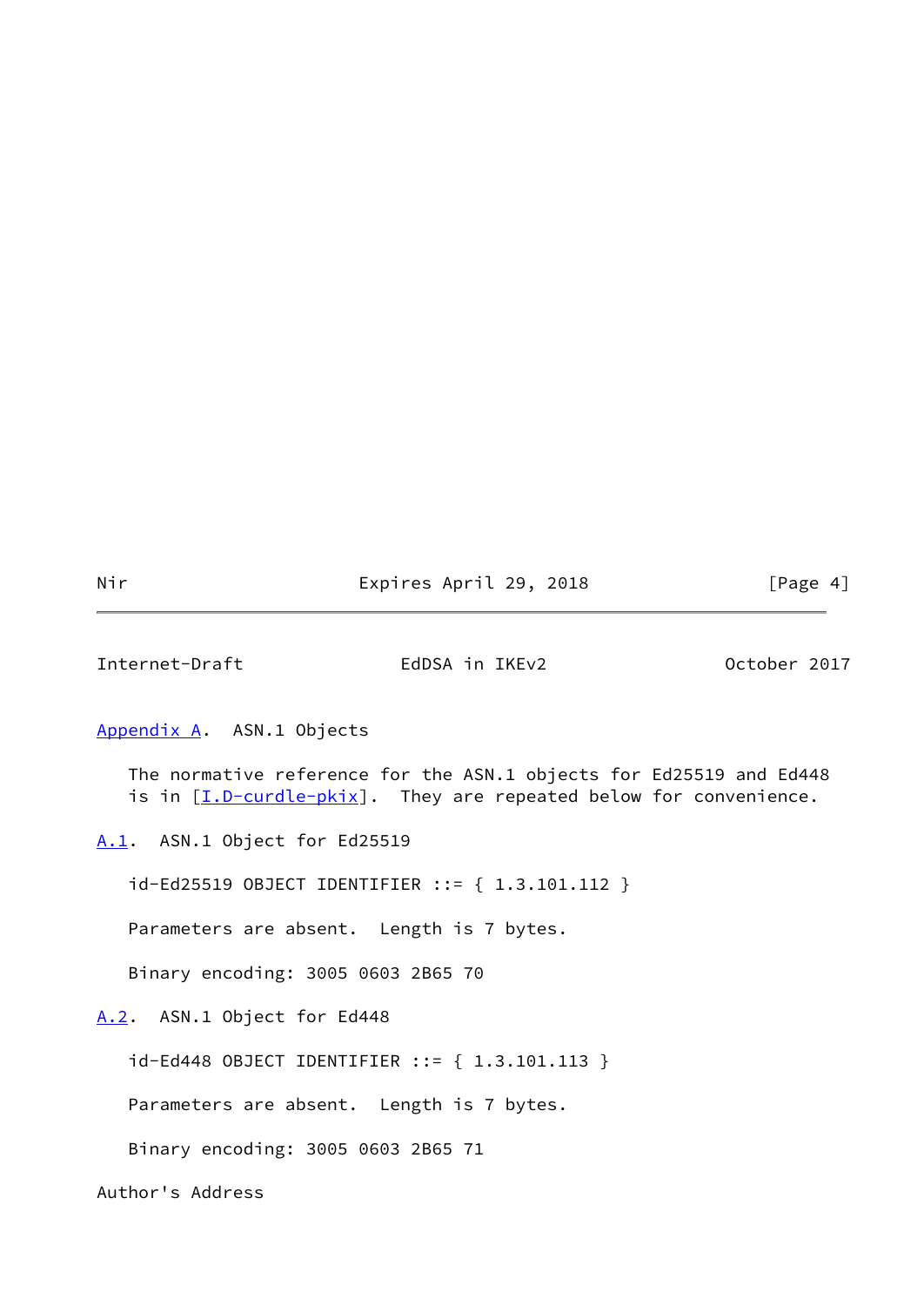## Appendix A. ASN.1 Objects

The normative reference for the ASN.1 objects for Ed25519 and Ed448 is in [I.D-curdle-pkix]. They are repeated below for convenience.

### A.1. ASN.1 Object for Ed25519

```
id-Ed25519 OBJECT IDENTIFIER ::= { 1.3.101.112 }
```

Parameters are absent. Length is 7 bytes.

Binary encoding: 3005 0603 2B65 70

### A.2. ASN.1 Object for Ed448

```
id-Ed448 OBJECT IDENTIFIER ::= { 1.3.101.113 }
```

Parameters are absent. Length is 7 bytes.

Binary encoding: 3005 0603 2B65 71

## Author's Address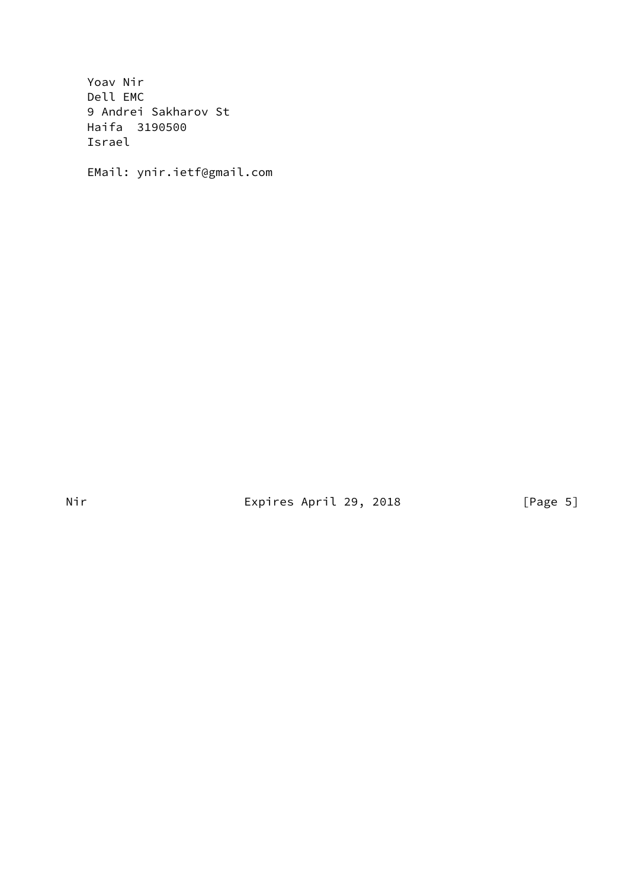Yoav Nir
Dell EMC
9 Andrei Sakharov St
Haifa  3190500
Israel

EMail: ynir.ietf@gmail.com